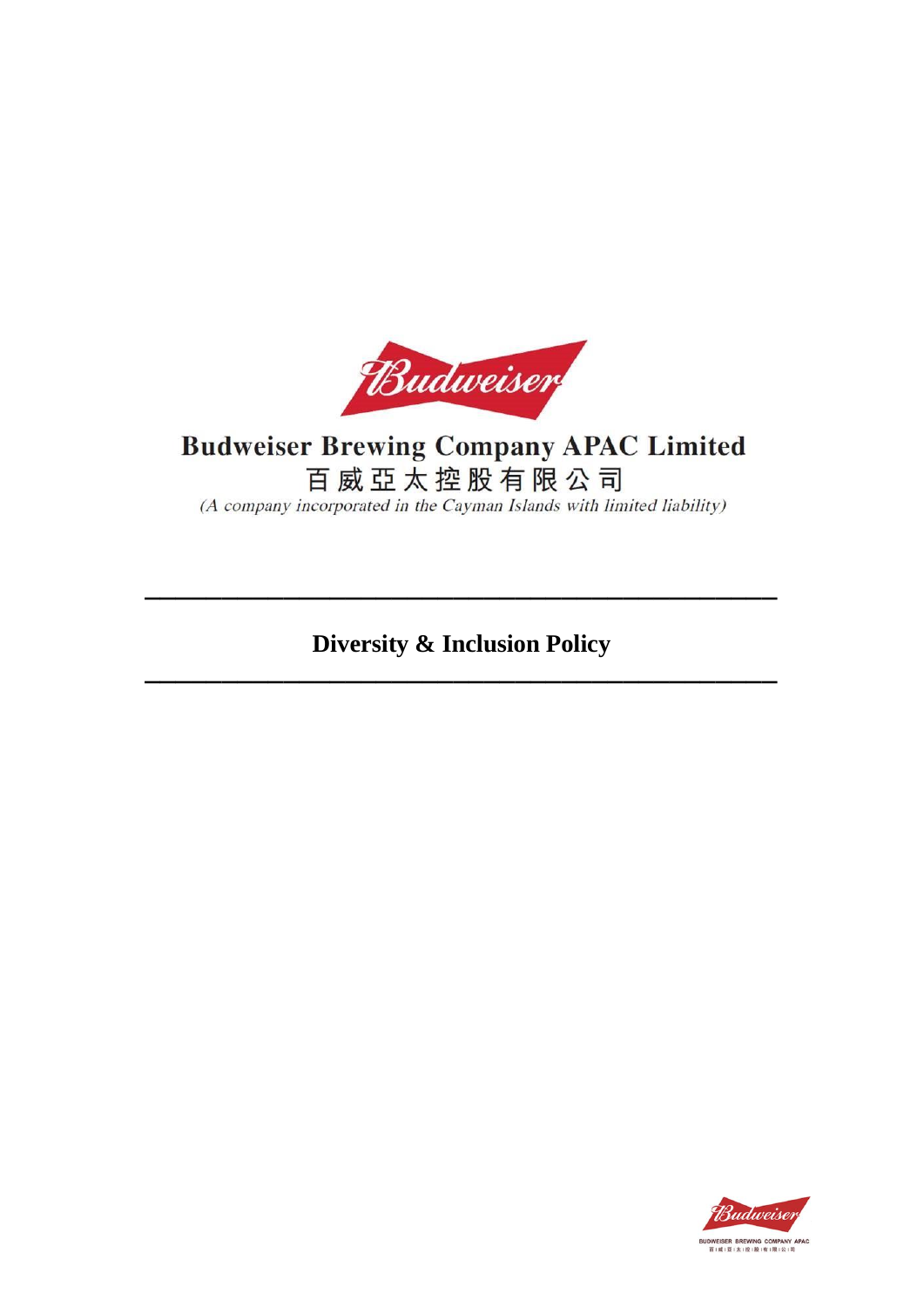# Budweiser Brewing Company APAC Limited

百威亞太控股有限公司

*(A company incorporated in the Cayman Islands with limited liability)*

---

## Diversity & Inclusion Policy

---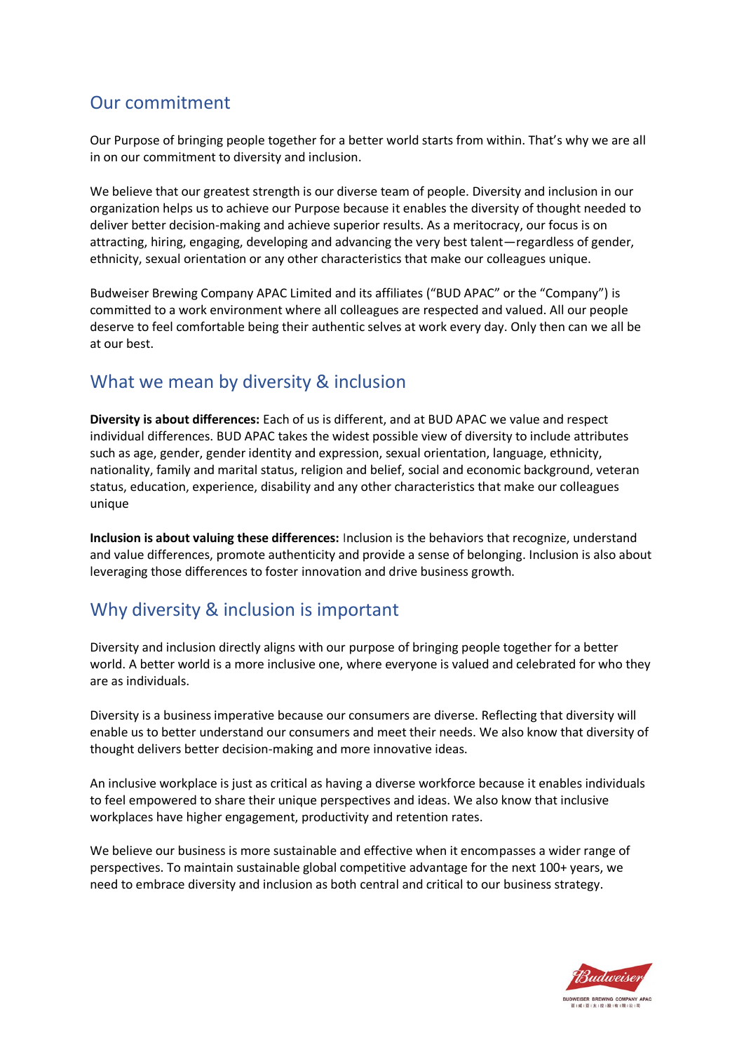## Our commitment

Our Purpose of bringing people together for a better world starts from within. That's why we are all in on our commitment to diversity and inclusion.

We believe that our greatest strength is our diverse team of people. Diversity and inclusion in our organization helps us to achieve our Purpose because it enables the diversity of thought needed to deliver better decision-making and achieve superior results. As a meritocracy, our focus is on attracting, hiring, engaging, developing and advancing the very best talent—regardless of gender, ethnicity, sexual orientation or any other characteristics that make our colleagues unique.

Budweiser Brewing Company APAC Limited and its affiliates ("BUD APAC" or the "Company") is committed to a work environment where all colleagues are respected and valued. All our people deserve to feel comfortable being their authentic selves at work every day. Only then can we all be at our best.

## What we mean by diversity & inclusion

**Diversity is about differences:** Each of us is different, and at BUD APAC we value and respect individual differences. BUD APAC takes the widest possible view of diversity to include attributes such as age, gender, gender identity and expression, sexual orientation, language, ethnicity, nationality, family and marital status, religion and belief, social and economic background, veteran status, education, experience, disability and any other characteristics that make our colleagues unique

**Inclusion is about valuing these differences:** Inclusion is the behaviors that recognize, understand and value differences, promote authenticity and provide a sense of belonging. Inclusion is also about leveraging those differences to foster innovation and drive business growth.

## Why diversity & inclusion is important

Diversity and inclusion directly aligns with our purpose of bringing people together for a better world. A better world is a more inclusive one, where everyone is valued and celebrated for who they are as individuals.

Diversity is a business imperative because our consumers are diverse. Reflecting that diversity will enable us to better understand our consumers and meet their needs. We also know that diversity of thought delivers better decision-making and more innovative ideas.

An inclusive workplace is just as critical as having a diverse workforce because it enables individuals to feel empowered to share their unique perspectives and ideas. We also know that inclusive workplaces have higher engagement, productivity and retention rates.

We believe our business is more sustainable and effective when it encompasses a wider range of perspectives. To maintain sustainable global competitive advantage for the next 100+ years, we need to embrace diversity and inclusion as both central and critical to our business strategy.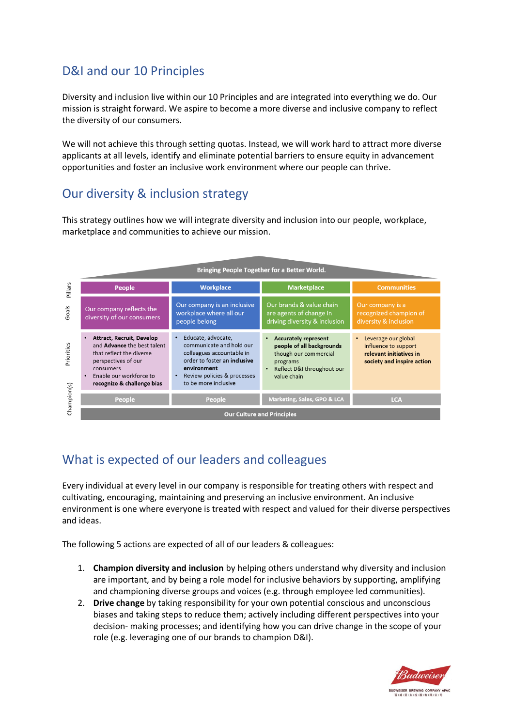## D&I and our 10 Principles

Diversity and inclusion live within our 10 Principles and are integrated into everything we do. Our mission is straight forward. We aspire to become a more diverse and inclusive company to reflect the diversity of our consumers.

We will not achieve this through setting quotas. Instead, we will work hard to attract more diverse applicants at all levels, identify and eliminate potential barriers to ensure equity in advancement opportunities and foster an inclusive work environment where our people can thrive.

## Our diversity & inclusion strategy

This strategy outlines how we will integrate diversity and inclusion into our people, workplace, marketplace and communities to achieve our mission.

**Bringing People Together for a Better World.**

| | | | | |
|---|---|---|---|---|
| **Pillars** | **People** | **Workplace** | **Marketplace** | **Communities** |
| **Goals** | Our company reflects the diversity of our consumers | Our company is an inclusive workplace where all our people belong | Our brands & value chain are agents of change in driving diversity & inclusion | Our company is a recognized champion of diversity & inclusion |
| **Priorities** | • **Attract, Recruit, Develop** and **Advance** the best talent that reflect the diverse perspectives of our consumers<br>• Enable our workforce to **recognize & challenge bias** | • Educate, advocate, communicate and hold our colleagues accountable in order to foster an **inclusive environment**<br>• Review policies & processes to be more inclusive | • **Accurately represent people of all backgrounds** though our commercial programs<br>• Reflect D&I throughout our value chain | • Leverage our global influence to support **relevant initiatives in society and inspire action** |
| **Champion(s)** | People | People | Marketing, Sales, GPO & LCA | LCA |

**Our Culture and Principles**

## What is expected of our leaders and colleagues

Every individual at every level in our company is responsible for treating others with respect and cultivating, encouraging, maintaining and preserving an inclusive environment. An inclusive environment is one where everyone is treated with respect and valued for their diverse perspectives and ideas.

The following 5 actions are expected of all of our leaders & colleagues:

1. **Champion diversity and inclusion** by helping others understand why diversity and inclusion are important, and by being a role model for inclusive behaviors by supporting, amplifying and championing diverse groups and voices (e.g. through employee led communities).
2. **Drive change** by taking responsibility for your own potential conscious and unconscious biases and taking steps to reduce them; actively including different perspectives into your decision- making processes; and identifying how you can drive change in the scope of your role (e.g. leveraging one of our brands to champion D&I).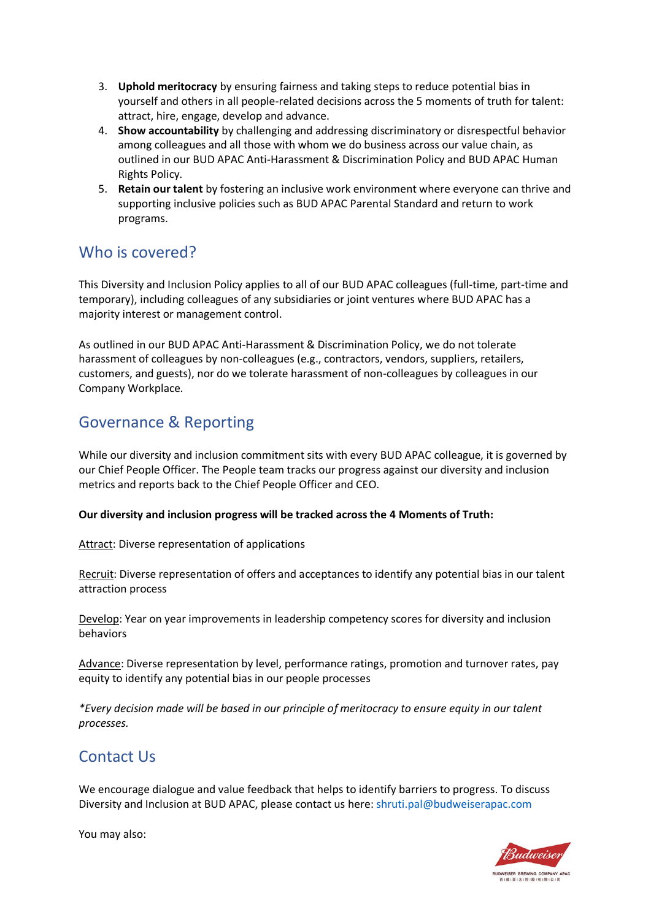3. **Uphold meritocracy** by ensuring fairness and taking steps to reduce potential bias in yourself and others in all people-related decisions across the 5 moments of truth for talent: attract, hire, engage, develop and advance.
4. **Show accountability** by challenging and addressing discriminatory or disrespectful behavior among colleagues and all those with whom we do business across our value chain, as outlined in our BUD APAC Anti-Harassment & Discrimination Policy and BUD APAC Human Rights Policy.
5. **Retain our talent** by fostering an inclusive work environment where everyone can thrive and supporting inclusive policies such as BUD APAC Parental Standard and return to work programs.

## Who is covered?

This Diversity and Inclusion Policy applies to all of our BUD APAC colleagues (full-time, part-time and temporary), including colleagues of any subsidiaries or joint ventures where BUD APAC has a majority interest or management control.

As outlined in our BUD APAC Anti-Harassment & Discrimination Policy, we do not tolerate harassment of colleagues by non-colleagues (e.g., contractors, vendors, suppliers, retailers, customers, and guests), nor do we tolerate harassment of non-colleagues by colleagues in our Company Workplace.

## Governance & Reporting

While our diversity and inclusion commitment sits with every BUD APAC colleague, it is governed by our Chief People Officer. The People team tracks our progress against our diversity and inclusion metrics and reports back to the Chief People Officer and CEO.

**Our diversity and inclusion progress will be tracked across the 4 Moments of Truth:**

<u>Attract</u>: Diverse representation of applications

<u>Recruit</u>: Diverse representation of offers and acceptances to identify any potential bias in our talent attraction process

<u>Develop</u>: Year on year improvements in leadership competency scores for diversity and inclusion behaviors

<u>Advance</u>: Diverse representation by level, performance ratings, promotion and turnover rates, pay equity to identify any potential bias in our people processes

*\*Every decision made will be based in our principle of meritocracy to ensure equity in our talent processes.*

## Contact Us

We encourage dialogue and value feedback that helps to identify barriers to progress. To discuss Diversity and Inclusion at BUD APAC, please contact us here: shruti.pal@budweiserapac.com

You may also: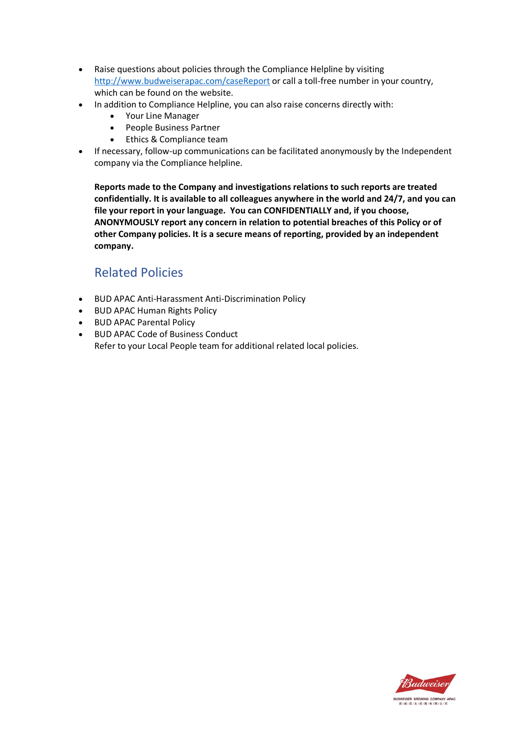- Raise questions about policies through the Compliance Helpline by visiting http://www.budweiserapac.com/caseReport or call a toll-free number in your country, which can be found on the website.
- In addition to Compliance Helpline, you can also raise concerns directly with:
  - Your Line Manager
  - People Business Partner
  - Ethics & Compliance team
- If necessary, follow-up communications can be facilitated anonymously by the Independent company via the Compliance helpline.

**Reports made to the Company and investigations relations to such reports are treated confidentially. It is available to all colleagues anywhere in the world and 24/7, and you can file your report in your language. You can CONFIDENTIALLY and, if you choose, ANONYMOUSLY report any concern in relation to potential breaches of this Policy or of other Company policies. It is a secure means of reporting, provided by an independent company.**

## Related Policies

- BUD APAC Anti-Harassment Anti-Discrimination Policy
- BUD APAC Human Rights Policy
- BUD APAC Parental Policy
- BUD APAC Code of Business Conduct
  Refer to your Local People team for additional related local policies.